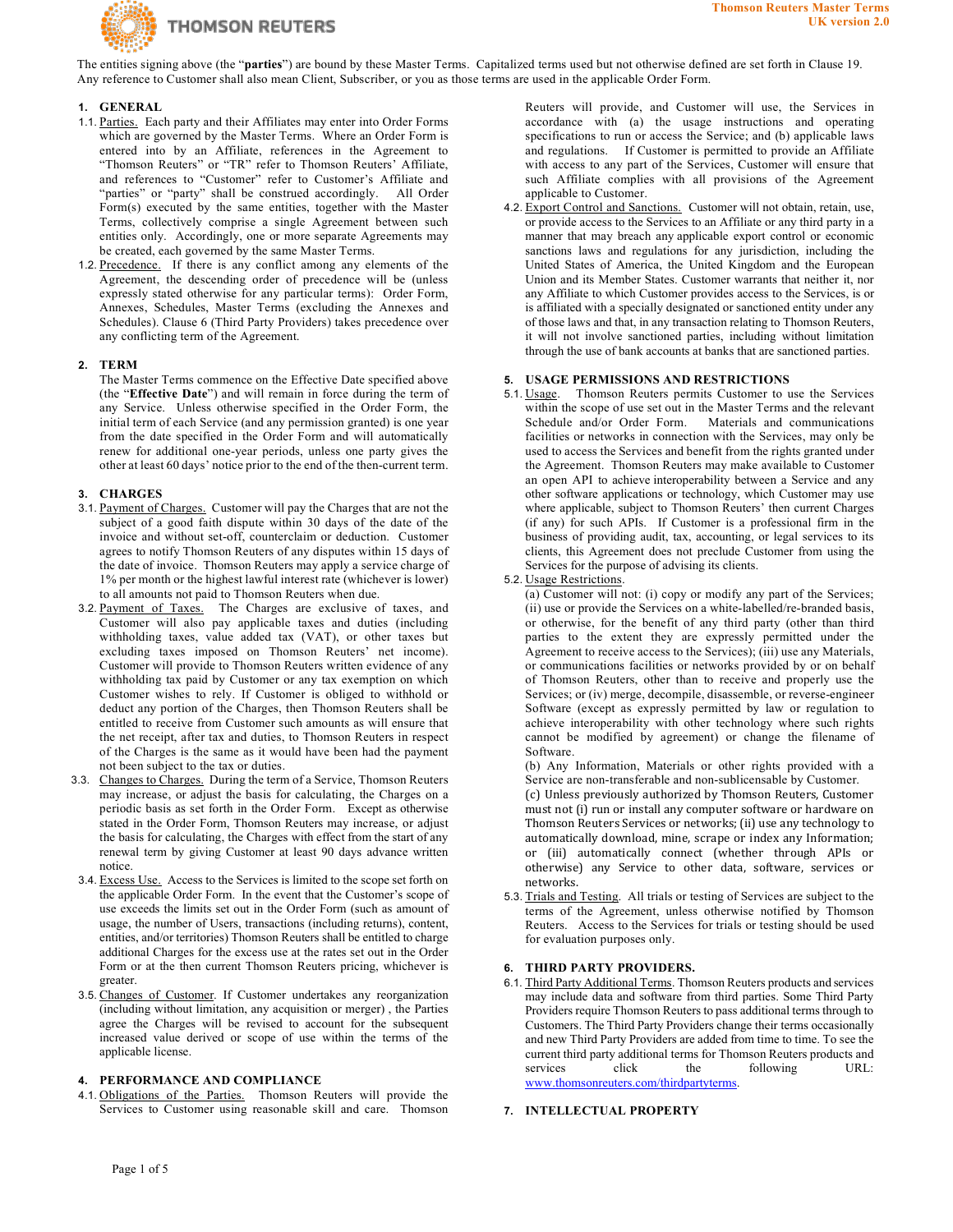The entities signing above (the "**parties**") are bound by these Master Terms. Capitalized terms used but not otherwise defined are set forth in Clause 19. Any reference to Customer shall also mean Client, Subscriber, or you as those terms are used in the applicable Order Form.

## 1. GENERAL

1.1. Parties. Each party and their Affiliates may enter into Order Forms which are governed by the Master Terms. Where an Order Form is entered into by an Affiliate, references in the Agreement to "Thomson Reuters" or "TR" refer to Thomson Reuters' Affiliate, and references to "Customer" refer to Customer's Affiliate and "parties" or "party" shall be construed accordingly. All Order Form(s) executed by the same entities, together with the Master Terms, collectively comprise a single Agreement between such entities only. Accordingly, one or more separate Agreements may be created, each governed by the same Master Terms.

1.2. Precedence. If there is any conflict among any elements of the Agreement, the descending order of precedence will be (unless expressly stated otherwise for any particular terms): Order Form, Annexes, Schedules, Master Terms (excluding the Annexes and Schedules). Clause 6 (Third Party Providers) takes precedence over any conflicting term of the Agreement.

## 2. TERM

The Master Terms commence on the Effective Date specified above (the "**Effective Date**") and will remain in force during the term of any Service. Unless otherwise specified in the Order Form, the initial term of each Service (and any permission granted) is one year from the date specified in the Order Form and will automatically renew for additional one-year periods, unless one party gives the other at least 60 days' notice prior to the end of the then-current term.

## 3. CHARGES

3.1. Payment of Charges. Customer will pay the Charges that are not the subject of a good faith dispute within 30 days of the date of the invoice and without set-off, counterclaim or deduction. Customer agrees to notify Thomson Reuters of any disputes within 15 days of the date of invoice. Thomson Reuters may apply a service charge of 1% per month or the highest lawful interest rate (whichever is lower) to all amounts not paid to Thomson Reuters when due.

3.2. Payment of Taxes. The Charges are exclusive of taxes, and Customer will also pay applicable taxes and duties (including withholding taxes, value added tax (VAT), or other taxes but excluding taxes imposed on Thomson Reuters' net income). Customer will provide to Thomson Reuters written evidence of any withholding tax paid by Customer or any tax exemption on which Customer wishes to rely. If Customer is obliged to withhold or deduct any portion of the Charges, then Thomson Reuters shall be entitled to receive from Customer such amounts as will ensure that the net receipt, after tax and duties, to Thomson Reuters in respect of the Charges is the same as it would have been had the payment not been subject to the tax or duties.

3.3. Changes to Charges. During the term of a Service, Thomson Reuters may increase, or adjust the basis for calculating, the Charges on a periodic basis as set forth in the Order Form. Except as otherwise stated in the Order Form, Thomson Reuters may increase, or adjust the basis for calculating, the Charges with effect from the start of any renewal term by giving Customer at least 90 days advance written notice.

3.4. Excess Use. Access to the Services is limited to the scope set forth on the applicable Order Form. In the event that the Customer's scope of use exceeds the limits set out in the Order Form (such as amount of usage, the number of Users, transactions (including returns), content, entities, and/or territories) Thomson Reuters shall be entitled to charge additional Charges for the excess use at the rates set out in the Order Form or at the then current Thomson Reuters pricing, whichever is greater.

3.5. Changes of Customer. If Customer undertakes any reorganization (including without limitation, any acquisition or merger) , the Parties agree the Charges will be revised to account for the subsequent increased value derived or scope of use within the terms of the applicable license.

## 4. PERFORMANCE AND COMPLIANCE

4.1. Obligations of the Parties. Thomson Reuters will provide the Services to Customer using reasonable skill and care. Thomson Reuters will provide, and Customer will use, the Services in accordance with (a) the usage instructions and operating specifications to run or access the Service; and (b) applicable laws and regulations. If Customer is permitted to provide an Affiliate with access to any part of the Services, Customer will ensure that such Affiliate complies with all provisions of the Agreement applicable to Customer.

4.2. Export Control and Sanctions. Customer will not obtain, retain, use, or provide access to the Services to an Affiliate or any third party in a manner that may breach any applicable export control or economic sanctions laws and regulations for any jurisdiction, including the United States of America, the United Kingdom and the European Union and its Member States. Customer warrants that neither it, nor any Affiliate to which Customer provides access to the Services, is or is affiliated with a specially designated or sanctioned entity under any of those laws and that, in any transaction relating to Thomson Reuters, it will not involve sanctioned parties, including without limitation through the use of bank accounts at banks that are sanctioned parties.

## 5. USAGE PERMISSIONS AND RESTRICTIONS

5.1. Usage. Thomson Reuters permits Customer to use the Services within the scope of use set out in the Master Terms and the relevant Schedule and/or Order Form. Materials and communications facilities or networks in connection with the Services, may only be used to access the Services and benefit from the rights granted under the Agreement. Thomson Reuters may make available to Customer an open API to achieve interoperability between a Service and any other software applications or technology, which Customer may use where applicable, subject to Thomson Reuters' then current Charges (if any) for such APIs. If Customer is a professional firm in the business of providing audit, tax, accounting, or legal services to its clients, this Agreement does not preclude Customer from using the Services for the purpose of advising its clients.

5.2. Usage Restrictions.

(a) Customer will not: (i) copy or modify any part of the Services; (ii) use or provide the Services on a white-labelled/re-branded basis, or otherwise, for the benefit of any third party (other than third parties to the extent they are expressly permitted under the Agreement to receive access to the Services); (iii) use any Materials, or communications facilities or networks provided by or on behalf of Thomson Reuters, other than to receive and properly use the Services; or (iv) merge, decompile, disassemble, or reverse-engineer Software (except as expressly permitted by law or regulation to achieve interoperability with other technology where such rights cannot be modified by agreement) or change the filename of Software.

(b) Any Information, Materials or other rights provided with a Service are non-transferable and non-sublicensable by Customer.

(c) Unless previously authorized by Thomson Reuters, Customer must not (i) run or install any computer software or hardware on Thomson Reuters Services or networks; (ii) use any technology to automatically download, mine, scrape or index any Information; or (iii) automatically connect (whether through APIs or otherwise) any Service to other data, software, services or networks.

5.3. Trials and Testing. All trials or testing of Services are subject to the terms of the Agreement, unless otherwise notified by Thomson Reuters. Access to the Services for trials or testing should be used for evaluation purposes only.

## 6. THIRD PARTY PROVIDERS.

6.1. Third Party Additional Terms. Thomson Reuters products and services may include data and software from third parties. Some Third Party Providers require Thomson Reuters to pass additional terms through to Customers. The Third Party Providers change their terms occasionally and new Third Party Providers are added from time to time. To see the current third party additional terms for Thomson Reuters products and services click the following URL: www.thomsonreuters.com/thirdpartyterms.

## 7. INTELLECTUAL PROPERTY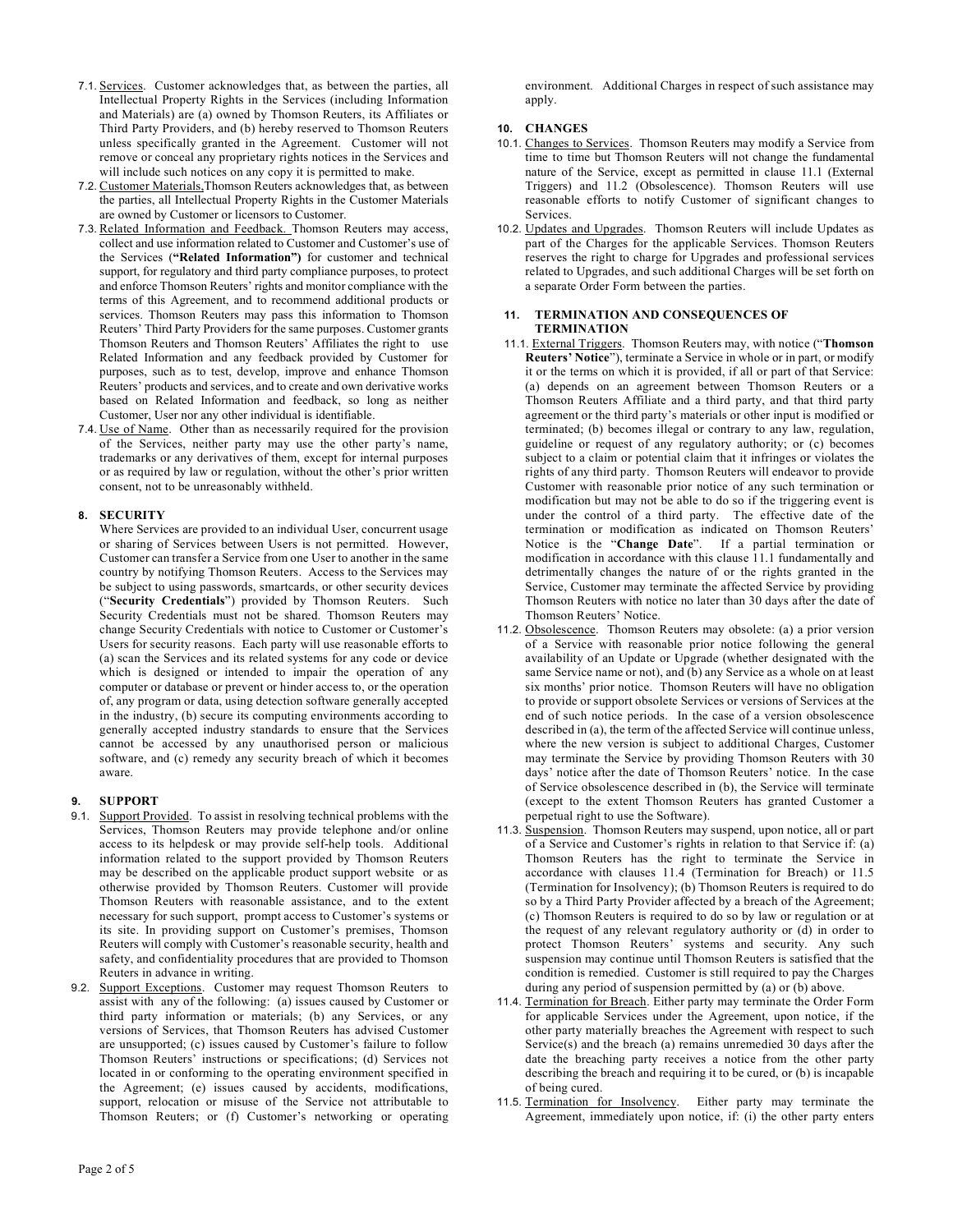7.1. Services. Customer acknowledges that, as between the parties, all Intellectual Property Rights in the Services (including Information and Materials) are (a) owned by Thomson Reuters, its Affiliates or Third Party Providers, and (b) hereby reserved to Thomson Reuters unless specifically granted in the Agreement. Customer will not remove or conceal any proprietary rights notices in the Services and will include such notices on any copy it is permitted to make.

7.2. Customer Materials. Thomson Reuters acknowledges that, as between the parties, all Intellectual Property Rights in the Customer Materials are owned by Customer or licensors to Customer.

7.3. Related Information and Feedback. Thomson Reuters may access, collect and use information related to Customer and Customer's use of the Services (**"Related Information")** for customer and technical support, for regulatory and third party compliance purposes, to protect and enforce Thomson Reuters' rights and monitor compliance with the terms of this Agreement, and to recommend additional products or services. Thomson Reuters may pass this information to Thomson Reuters' Third Party Providers for the same purposes. Customer grants Thomson Reuters and Thomson Reuters' Affiliates the right to use Related Information and any feedback provided by Customer for purposes, such as to test, develop, improve and enhance Thomson Reuters' products and services, and to create and own derivative works based on Related Information and feedback, so long as neither Customer, User nor any other individual is identifiable.

7.4. Use of Name. Other than as necessarily required for the provision of the Services, neither party may use the other party's name, trademarks or any derivatives of them, except for internal purposes or as required by law or regulation, without the other's prior written consent, not to be unreasonably withheld.

## 8. SECURITY

Where Services are provided to an individual User, concurrent usage or sharing of Services between Users is not permitted. However, Customer can transfer a Service from one User to another in the same country by notifying Thomson Reuters. Access to the Services may be subject to using passwords, smartcards, or other security devices ("**Security Credentials**") provided by Thomson Reuters. Such Security Credentials must not be shared. Thomson Reuters may change Security Credentials with notice to Customer or Customer's Users for security reasons. Each party will use reasonable efforts to (a) scan the Services and its related systems for any code or device which is designed or intended to impair the operation of any computer or database or prevent or hinder access to, or the operation of, any program or data, using detection software generally accepted in the industry, (b) secure its computing environments according to generally accepted industry standards to ensure that the Services cannot be accessed by any unauthorised person or malicious software, and (c) remedy any security breach of which it becomes aware.

## 9. SUPPORT

9.1. Support Provided. To assist in resolving technical problems with the Services, Thomson Reuters may provide telephone and/or online access to its helpdesk or may provide self-help tools. Additional information related to the support provided by Thomson Reuters may be described on the applicable product support website or as otherwise provided by Thomson Reuters. Customer will provide Thomson Reuters with reasonable assistance, and to the extent necessary for such support, prompt access to Customer's systems or its site. In providing support on Customer's premises, Thomson Reuters will comply with Customer's reasonable security, health and safety, and confidentiality procedures that are provided to Thomson Reuters in advance in writing.

9.2. Support Exceptions. Customer may request Thomson Reuters to assist with any of the following: (a) issues caused by Customer or third party information or materials; (b) any Services, or any versions of Services, that Thomson Reuters has advised Customer are unsupported; (c) issues caused by Customer's failure to follow Thomson Reuters' instructions or specifications; (d) Services not located in or conforming to the operating environment specified in the Agreement; (e) issues caused by accidents, modifications, support, relocation or misuse of the Service not attributable to Thomson Reuters; or (f) Customer's networking or operating environment. Additional Charges in respect of such assistance may apply.

## 10. CHANGES

10.1. Changes to Services. Thomson Reuters may modify a Service from time to time but Thomson Reuters will not change the fundamental nature of the Service, except as permitted in clause 11.1 (External Triggers) and 11.2 (Obsolescence). Thomson Reuters will use reasonable efforts to notify Customer of significant changes to Services.

10.2. Updates and Upgrades. Thomson Reuters will include Updates as part of the Charges for the applicable Services. Thomson Reuters reserves the right to charge for Upgrades and professional services related to Upgrades, and such additional Charges will be set forth on a separate Order Form between the parties.

## 11. TERMINATION AND CONSEQUENCES OF TERMINATION

11.1. External Triggers. Thomson Reuters may, with notice ("**Thomson Reuters' Notice**"), terminate a Service in whole or in part, or modify it or the terms on which it is provided, if all or part of that Service: (a) depends on an agreement between Thomson Reuters or a Thomson Reuters Affiliate and a third party, and that third party agreement or the third party's materials or other input is modified or terminated; (b) becomes illegal or contrary to any law, regulation, guideline or request of any regulatory authority; or (c) becomes subject to a claim or potential claim that it infringes or violates the rights of any third party. Thomson Reuters will endeavor to provide Customer with reasonable prior notice of any such termination or modification but may not be able to do so if the triggering event is under the control of a third party. The effective date of the termination or modification as indicated on Thomson Reuters' Notice is the "**Change Date**". If a partial termination or modification in accordance with this clause 11.1 fundamentally and detrimentally changes the nature of or the rights granted in the Service, Customer may terminate the affected Service by providing Thomson Reuters with notice no later than 30 days after the date of Thomson Reuters' Notice.

11.2. Obsolescence. Thomson Reuters may obsolete: (a) a prior version of a Service with reasonable prior notice following the general availability of an Update or Upgrade (whether designated with the same Service name or not), and (b) any Service as a whole on at least six months' prior notice. Thomson Reuters will have no obligation to provide or support obsolete Services or versions of Services at the end of such notice periods. In the case of a version obsolescence described in (a), the term of the affected Service will continue unless, where the new version is subject to additional Charges, Customer may terminate the Service by providing Thomson Reuters with 30 days' notice after the date of Thomson Reuters' notice. In the case of Service obsolescence described in (b), the Service will terminate (except to the extent Thomson Reuters has granted Customer a perpetual right to use the Software).

11.3. Suspension. Thomson Reuters may suspend, upon notice, all or part of a Service and Customer's rights in relation to that Service if: (a) Thomson Reuters has the right to terminate the Service in accordance with clauses 11.4 (Termination for Breach) or 11.5 (Termination for Insolvency); (b) Thomson Reuters is required to do so by a Third Party Provider affected by a breach of the Agreement; (c) Thomson Reuters is required to do so by law or regulation or at the request of any relevant regulatory authority or (d) in order to protect Thomson Reuters' systems and security. Any such suspension may continue until Thomson Reuters is satisfied that the condition is remedied. Customer is still required to pay the Charges during any period of suspension permitted by (a) or (b) above.

11.4. Termination for Breach. Either party may terminate the Order Form for applicable Services under the Agreement, upon notice, if the other party materially breaches the Agreement with respect to such Service(s) and the breach (a) remains unremedied 30 days after the date the breaching party receives a notice from the other party describing the breach and requiring it to be cured, or (b) is incapable of being cured.

11.5. Termination for Insolvency. Either party may terminate the Agreement, immediately upon notice, if: (i) the other party enters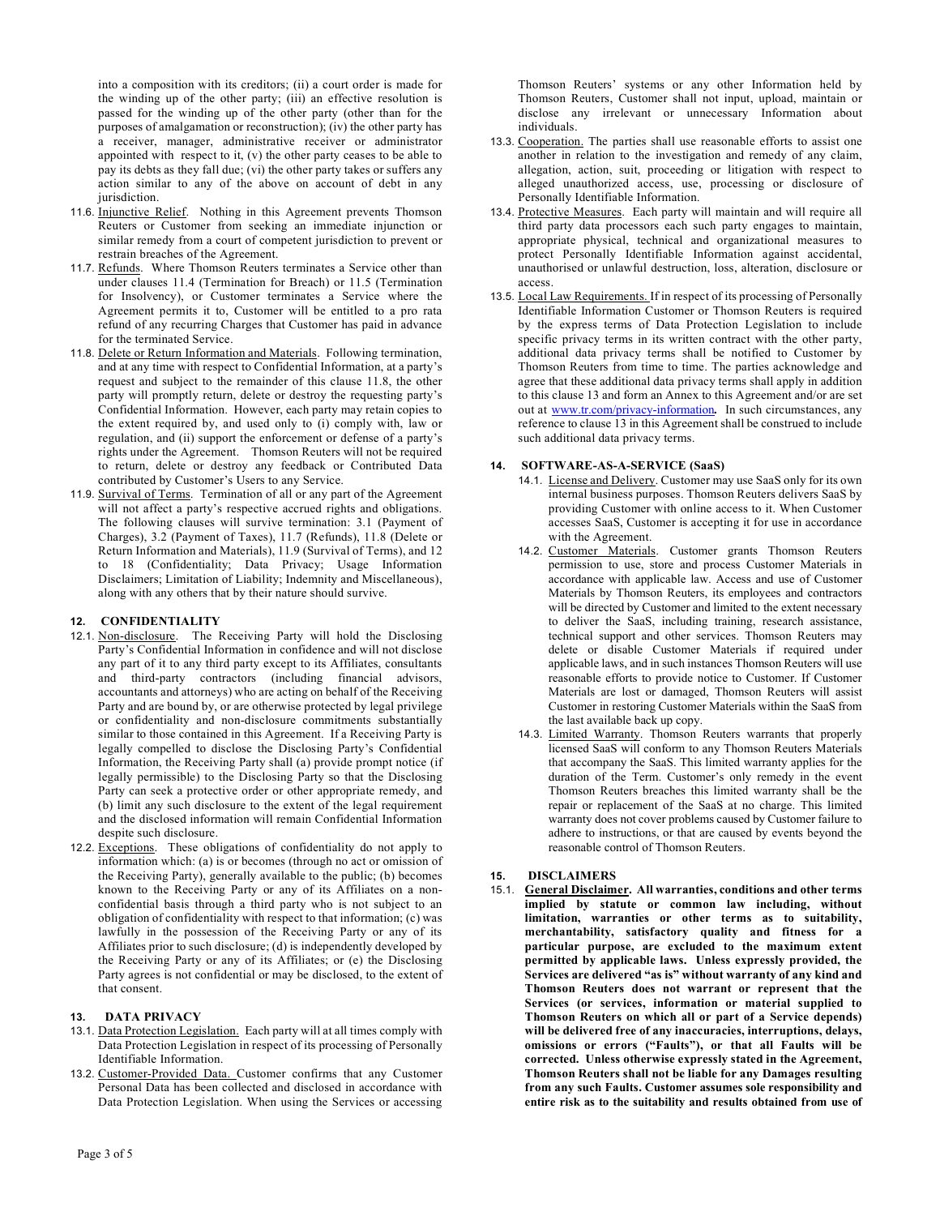into a composition with its creditors; (ii) a court order is made for the winding up of the other party; (iii) an effective resolution is passed for the winding up of the other party (other than for the purposes of amalgamation or reconstruction); (iv) the other party has a receiver, manager, administrative receiver or administrator appointed with respect to it, (v) the other party ceases to be able to pay its debts as they fall due; (vi) the other party takes or suffers any action similar to any of the above on account of debt in any jurisdiction.

11.6. Injunctive Relief. Nothing in this Agreement prevents Thomson Reuters or Customer from seeking an immediate injunction or similar remedy from a court of competent jurisdiction to prevent or restrain breaches of the Agreement.

11.7. Refunds. Where Thomson Reuters terminates a Service other than under clauses 11.4 (Termination for Breach) or 11.5 (Termination for Insolvency), or Customer terminates a Service where the Agreement permits it to, Customer will be entitled to a pro rata refund of any recurring Charges that Customer has paid in advance for the terminated Service.

11.8. Delete or Return Information and Materials. Following termination, and at any time with respect to Confidential Information, at a party's request and subject to the remainder of this clause 11.8, the other party will promptly return, delete or destroy the requesting party's Confidential Information. However, each party may retain copies to the extent required by, and used only to (i) comply with, law or regulation, and (ii) support the enforcement or defense of a party's rights under the Agreement. Thomson Reuters will not be required to return, delete or destroy any feedback or Contributed Data contributed by Customer's Users to any Service.

11.9. Survival of Terms. Termination of all or any part of the Agreement will not affect a party's respective accrued rights and obligations. The following clauses will survive termination: 3.1 (Payment of Charges), 3.2 (Payment of Taxes), 11.7 (Refunds), 11.8 (Delete or Return Information and Materials), 11.9 (Survival of Terms), and 12 to 18 (Confidentiality; Data Privacy; Usage Information Disclaimers; Limitation of Liability; Indemnity and Miscellaneous), along with any others that by their nature should survive.

## 12. CONFIDENTIALITY

12.1. Non-disclosure. The Receiving Party will hold the Disclosing Party's Confidential Information in confidence and will not disclose any part of it to any third party except to its Affiliates, consultants and third-party contractors (including financial advisors, accountants and attorneys) who are acting on behalf of the Receiving Party and are bound by, or are otherwise protected by legal privilege or confidentiality and non-disclosure commitments substantially similar to those contained in this Agreement. If a Receiving Party is legally compelled to disclose the Disclosing Party's Confidential Information, the Receiving Party shall (a) provide prompt notice (if legally permissible) to the Disclosing Party so that the Disclosing Party can seek a protective order or other appropriate remedy, and (b) limit any such disclosure to the extent of the legal requirement and the disclosed information will remain Confidential Information despite such disclosure.

12.2. Exceptions. These obligations of confidentiality do not apply to information which: (a) is or becomes (through no act or omission of the Receiving Party), generally available to the public; (b) becomes known to the Receiving Party or any of its Affiliates on a non-confidential basis through a third party who is not subject to an obligation of confidentiality with respect to that information; (c) was lawfully in the possession of the Receiving Party or any of its Affiliates prior to such disclosure; (d) is independently developed by the Receiving Party or any of its Affiliates; or (e) the Disclosing Party agrees is not confidential or may be disclosed, to the extent of that consent.

## 13. DATA PRIVACY

13.1. Data Protection Legislation. Each party will at all times comply with Data Protection Legislation in respect of its processing of Personally Identifiable Information.

13.2. Customer-Provided Data. Customer confirms that any Customer Personal Data has been collected and disclosed in accordance with Data Protection Legislation. When using the Services or accessing Thomson Reuters' systems or any other Information held by Thomson Reuters, Customer shall not input, upload, maintain or disclose any irrelevant or unnecessary Information about individuals.

13.3. Cooperation. The parties shall use reasonable efforts to assist one another in relation to the investigation and remedy of any claim, allegation, action, suit, proceeding or litigation with respect to alleged unauthorized access, use, processing or disclosure of Personally Identifiable Information.

13.4. Protective Measures. Each party will maintain and will require all third party data processors each such party engages to maintain, appropriate physical, technical and organizational measures to protect Personally Identifiable Information against accidental, unauthorised or unlawful destruction, loss, alteration, disclosure or access.

13.5. Local Law Requirements. If in respect of its processing of Personally Identifiable Information Customer or Thomson Reuters is required by the express terms of Data Protection Legislation to include specific privacy terms in its written contract with the other party, additional data privacy terms shall be notified to Customer by Thomson Reuters from time to time. The parties acknowledge and agree that these additional data privacy terms shall apply in addition to this clause 13 and form an Annex to this Agreement and/or are set out at www.tr.com/privacy-information. In such circumstances, any reference to clause 13 in this Agreement shall be construed to include such additional data privacy terms.

## 14. SOFTWARE-AS-A-SERVICE (SaaS)

14.1. License and Delivery. Customer may use SaaS only for its own internal business purposes. Thomson Reuters delivers SaaS by providing Customer with online access to it. When Customer accesses SaaS, Customer is accepting it for use in accordance with the Agreement.

14.2. Customer Materials. Customer grants Thomson Reuters permission to use, store and process Customer Materials in accordance with applicable law. Access and use of Customer Materials by Thomson Reuters, its employees and contractors will be directed by Customer and limited to the extent necessary to deliver the SaaS, including training, research assistance, technical support and other services. Thomson Reuters may delete or disable Customer Materials if required under applicable laws, and in such instances Thomson Reuters will use reasonable efforts to provide notice to Customer. If Customer Materials are lost or damaged, Thomson Reuters will assist Customer in restoring Customer Materials within the SaaS from the last available back up copy.

14.3. Limited Warranty. Thomson Reuters warrants that properly licensed SaaS will conform to any Thomson Reuters Materials that accompany the SaaS. This limited warranty applies for the duration of the Term. Customer's only remedy in the event Thomson Reuters breaches this limited warranty shall be the repair or replacement of the SaaS at no charge. This limited warranty does not cover problems caused by Customer failure to adhere to instructions, or that are caused by events beyond the reasonable control of Thomson Reuters.

## 15. DISCLAIMERS

15.1. **General Disclaimer. All warranties, conditions and other terms implied by statute or common law including, without limitation, warranties or other terms as to suitability, merchantability, satisfactory quality and fitness for a particular purpose, are excluded to the maximum extent permitted by applicable laws. Unless expressly provided, the Services are delivered "as is" without warranty of any kind and Thomson Reuters does not warrant or represent that the Services (or services, information or material supplied to Thomson Reuters on which all or part of a Service depends) will be delivered free of any inaccuracies, interruptions, delays, omissions or errors ("Faults"), or that all Faults will be corrected. Unless otherwise expressly stated in the Agreement, Thomson Reuters shall not be liable for any Damages resulting from any such Faults. Customer assumes sole responsibility and entire risk as to the suitability and results obtained from use of**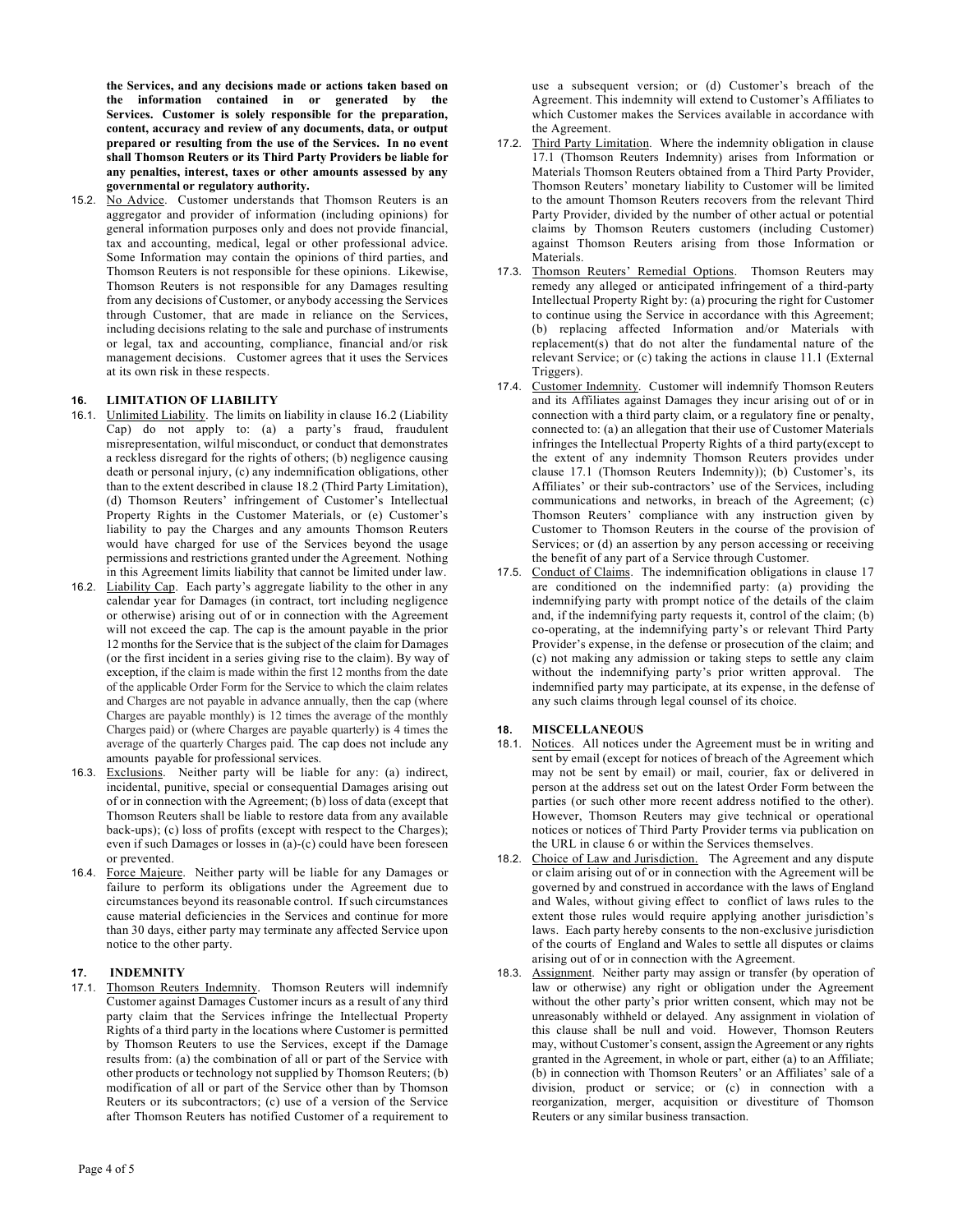**the Services, and any decisions made or actions taken based on the information contained in or generated by the Services. Customer is solely responsible for the preparation, content, accuracy and review of any documents, data, or output prepared or resulting from the use of the Services. In no event shall Thomson Reuters or its Third Party Providers be liable for any penalties, interest, taxes or other amounts assessed by any governmental or regulatory authority.**

15.2. No Advice. Customer understands that Thomson Reuters is an aggregator and provider of information (including opinions) for general information purposes only and does not provide financial, tax and accounting, medical, legal or other professional advice. Some Information may contain the opinions of third parties, and Thomson Reuters is not responsible for these opinions. Likewise, Thomson Reuters is not responsible for any Damages resulting from any decisions of Customer, or anybody accessing the Services through Customer, that are made in reliance on the Services, including decisions relating to the sale and purchase of instruments or legal, tax and accounting, compliance, financial and/or risk management decisions. Customer agrees that it uses the Services at its own risk in these respects.

## 16. LIMITATION OF LIABILITY

16.1. Unlimited Liability. The limits on liability in clause 16.2 (Liability Cap) do not apply to: (a) a party's fraud, fraudulent misrepresentation, wilful misconduct, or conduct that demonstrates a reckless disregard for the rights of others; (b) negligence causing death or personal injury, (c) any indemnification obligations, other than to the extent described in clause 18.2 (Third Party Limitation), (d) Thomson Reuters' infringement of Customer's Intellectual Property Rights in the Customer Materials, or (e) Customer's liability to pay the Charges and any amounts Thomson Reuters would have charged for use of the Services beyond the usage permissions and restrictions granted under the Agreement. Nothing in this Agreement limits liability that cannot be limited under law.

16.2. Liability Cap. Each party's aggregate liability to the other in any calendar year for Damages (in contract, tort including negligence or otherwise) arising out of or in connection with the Agreement will not exceed the cap. The cap is the amount payable in the prior 12 months for the Service that is the subject of the claim for Damages (or the first incident in a series giving rise to the claim). By way of exception, if the claim is made within the first 12 months from the date of the applicable Order Form for the Service to which the claim relates and Charges are not payable in advance annually, then the cap (where Charges are payable monthly) is 12 times the average of the monthly Charges paid) or (where Charges are payable quarterly) is 4 times the average of the quarterly Charges paid. The cap does not include any amounts payable for professional services.

16.3. Exclusions. Neither party will be liable for any: (a) indirect, incidental, punitive, special or consequential Damages arising out of or in connection with the Agreement; (b) loss of data (except that Thomson Reuters shall be liable to restore data from any available back-ups); (c) loss of profits (except with respect to the Charges); even if such Damages or losses in (a)-(c) could have been foreseen or prevented.

16.4. Force Majeure. Neither party will be liable for any Damages or failure to perform its obligations under the Agreement due to circumstances beyond its reasonable control. If such circumstances cause material deficiencies in the Services and continue for more than 30 days, either party may terminate any affected Service upon notice to the other party.

## 17. INDEMNITY

17.1. Thomson Reuters Indemnity. Thomson Reuters will indemnify Customer against Damages Customer incurs as a result of any third party claim that the Services infringe the Intellectual Property Rights of a third party in the locations where Customer is permitted by Thomson Reuters to use the Services, except if the Damage results from: (a) the combination of all or part of the Service with other products or technology not supplied by Thomson Reuters; (b) modification of all or part of the Service other than by Thomson Reuters or its subcontractors; (c) use of a version of the Service after Thomson Reuters has notified Customer of a requirement to use a subsequent version; or (d) Customer's breach of the Agreement. This indemnity will extend to Customer's Affiliates to which Customer makes the Services available in accordance with the Agreement.

17.2. Third Party Limitation. Where the indemnity obligation in clause 17.1 (Thomson Reuters Indemnity) arises from Information or Materials Thomson Reuters obtained from a Third Party Provider, Thomson Reuters' monetary liability to Customer will be limited to the amount Thomson Reuters recovers from the relevant Third Party Provider, divided by the number of other actual or potential claims by Thomson Reuters customers (including Customer) against Thomson Reuters arising from those Information or Materials.

17.3. Thomson Reuters' Remedial Options. Thomson Reuters may remedy any alleged or anticipated infringement of a third-party Intellectual Property Right by: (a) procuring the right for Customer to continue using the Service in accordance with this Agreement; (b) replacing affected Information and/or Materials with replacement(s) that do not alter the fundamental nature of the relevant Service; or (c) taking the actions in clause 11.1 (External Triggers).

17.4. Customer Indemnity. Customer will indemnify Thomson Reuters and its Affiliates against Damages they incur arising out of or in connection with a third party claim, or a regulatory fine or penalty, connected to: (a) an allegation that their use of Customer Materials infringes the Intellectual Property Rights of a third party(except to the extent of any indemnity Thomson Reuters provides under clause 17.1 (Thomson Reuters Indemnity)); (b) Customer's, its Affiliates' or their sub-contractors' use of the Services, including communications and networks, in breach of the Agreement; (c) Thomson Reuters' compliance with any instruction given by Customer to Thomson Reuters in the course of the provision of Services; or (d) an assertion by any person accessing or receiving the benefit of any part of a Service through Customer.

17.5. Conduct of Claims. The indemnification obligations in clause 17 are conditioned on the indemnified party: (a) providing the indemnifying party with prompt notice of the details of the claim and, if the indemnifying party requests it, control of the claim; (b) co-operating, at the indemnifying party's or relevant Third Party Provider's expense, in the defense or prosecution of the claim; and (c) not making any admission or taking steps to settle any claim without the indemnifying party's prior written approval. The indemnified party may participate, at its expense, in the defense of any such claims through legal counsel of its choice.

## 18. MISCELLANEOUS

18.1. Notices. All notices under the Agreement must be in writing and sent by email (except for notices of breach of the Agreement which may not be sent by email) or mail, courier, fax or delivered in person at the address set out on the latest Order Form between the parties (or such other more recent address notified to the other). However, Thomson Reuters may give technical or operational notices or notices of Third Party Provider terms via publication on the URL in clause 6 or within the Services themselves.

18.2. Choice of Law and Jurisdiction. The Agreement and any dispute or claim arising out of or in connection with the Agreement will be governed by and construed in accordance with the laws of England and Wales, without giving effect to conflict of laws rules to the extent those rules would require applying another jurisdiction's laws. Each party hereby consents to the non-exclusive jurisdiction of the courts of England and Wales to settle all disputes or claims arising out of or in connection with the Agreement.

18.3. Assignment. Neither party may assign or transfer (by operation of law or otherwise) any right or obligation under the Agreement without the other party's prior written consent, which may not be unreasonably withheld or delayed. Any assignment in violation of this clause shall be null and void. However, Thomson Reuters may, without Customer's consent, assign the Agreement or any rights granted in the Agreement, in whole or part, either (a) to an Affiliate; (b) in connection with Thomson Reuters' or an Affiliates' sale of a division, product or service; or (c) in connection with a reorganization, merger, acquisition or divestiture of Thomson Reuters or any similar business transaction.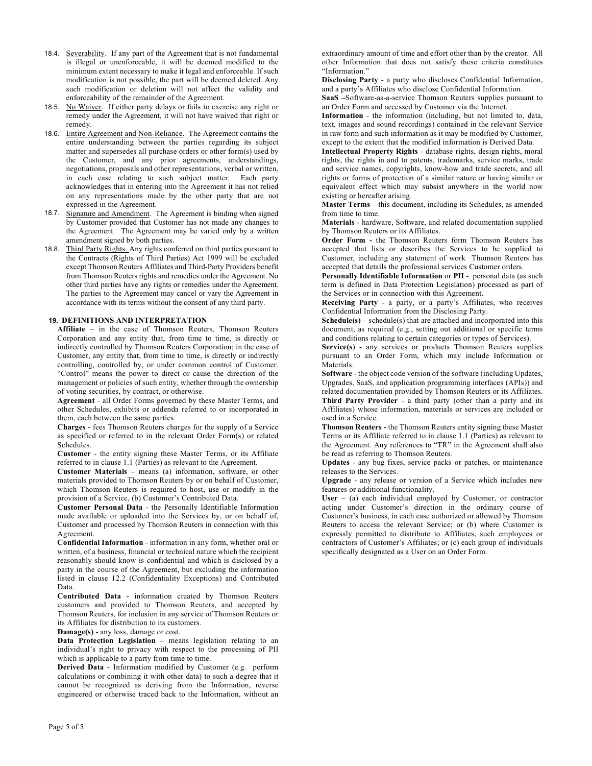18.4. <u>Severability</u>. If any part of the Agreement that is not fundamental is illegal or unenforceable, it will be deemed modified to the minimum extent necessary to make it legal and enforceable. If such modification is not possible, the part will be deemed deleted. Any such modification or deletion will not affect the validity and enforceability of the remainder of the Agreement.

18.5. <u>No Waiver</u>. If either party delays or fails to exercise any right or remedy under the Agreement, it will not have waived that right or remedy.

18.6. <u>Entire Agreement and Non-Reliance</u>. The Agreement contains the entire understanding between the parties regarding its subject matter and supersedes all purchase orders or other form(s) used by the Customer, and any prior agreements, understandings, negotiations, proposals and other representations, verbal or written, in each case relating to such subject matter. Each party acknowledges that in entering into the Agreement it has not relied on any representations made by the other party that are not expressed in the Agreement.

18.7. <u>Signature and Amendment</u>. The Agreement is binding when signed by Customer provided that Customer has not made any changes to the Agreement. The Agreement may be varied only by a written amendment signed by both parties.

18.8. <u>Third Party Rights.</u> Any rights conferred on third parties pursuant to the Contracts (Rights of Third Parties) Act 1999 will be excluded except Thomson Reuters Affiliates and Third-Party Providers benefit from Thomson Reuters rights and remedies under the Agreement. No other third parties have any rights or remedies under the Agreement. The parties to the Agreement may cancel or vary the Agreement in accordance with its terms without the consent of any third party.

## 19. DEFINITIONS AND INTERPRETATION

**Affiliate** – in the case of Thomson Reuters, Thomson Reuters Corporation and any entity that, from time to time, is directly or indirectly controlled by Thomson Reuters Corporation; in the case of Customer, any entity that, from time to time, is directly or indirectly controlling, controlled by, or under common control of Customer. "Control" means the power to direct or cause the direction of the management or policies of such entity, whether through the ownership of voting securities, by contract, or otherwise.

**Agreement** - all Order Forms governed by these Master Terms, and other Schedules, exhibits or addenda referred to or incorporated in them, each between the same parties.

**Charges** - fees Thomson Reuters charges for the supply of a Service as specified or referred to in the relevant Order Form(s) or related Schedules.

**Customer** - the entity signing these Master Terms, or its Affiliate referred to in clause 1.1 (Parties) as relevant to the Agreement.

**Customer Materials –** means (a) information, software, or other materials provided to Thomson Reuters by or on behalf of Customer, which Thomson Reuters is required to host, use or modify in the provision of a Service, (b) Customer's Contributed Data.

**Customer Personal Data** - the Personally Identifiable Information made available or uploaded into the Services by, or on behalf of, Customer and processed by Thomson Reuters in connection with this Agreement.

**Confidential Information** - information in any form, whether oral or written, of a business, financial or technical nature which the recipient reasonably should know is confidential and which is disclosed by a party in the course of the Agreement, but excluding the information listed in clause 12.2 (Confidentiality Exceptions) and Contributed Data.

**Contributed Data** - information created by Thomson Reuters customers and provided to Thomson Reuters, and accepted by Thomson Reuters, for inclusion in any service of Thomson Reuters or its Affiliates for distribution to its customers.

**Damage(s)** - any loss, damage or cost.

**Data Protection Legislation –** means legislation relating to an individual's right to privacy with respect to the processing of PII which is applicable to a party from time to time.

**Derived Data** - Information modified by Customer (e.g. perform calculations or combining it with other data) to such a degree that it cannot be recognized as deriving from the Information, reverse engineered or otherwise traced back to the Information, without an extraordinary amount of time and effort other than by the creator. All other Information that does not satisfy these criteria constitutes "Information."

**Disclosing Party** - a party who discloses Confidential Information, and a party's Affiliates who disclose Confidential Information.

**SaaS –**Software-as-a-service Thomson Reuters supplies pursuant to an Order Form and accessed by Customer via the Internet.

**Information** - the information (including, but not limited to, data, text, images and sound recordings) contained in the relevant Service in raw form and such information as it may be modified by Customer, except to the extent that the modified information is Derived Data.

**Intellectual Property Rights** - database rights, design rights, moral rights, the rights in and to patents, trademarks, service marks, trade and service names, copyrights, know-how and trade secrets, and all rights or forms of protection of a similar nature or having similar or equivalent effect which may subsist anywhere in the world now existing or hereafter arising.

**Master Terms** – this document, including its Schedules, as amended from time to time.

**Materials** - hardware, Software, and related documentation supplied by Thomson Reuters or its Affiliates.

**Order Form -** the Thomson Reuters form Thomson Reuters has accepted that lists or describes the Services to be supplied to Customer, including any statement of work Thomson Reuters has accepted that details the professional services Customer orders.

**Personally Identifiable Information** or **PII** - personal data (as such term is defined in Data Protection Legislation) processed as part of the Services or in connection with this Agreement.

**Receiving Party** - a party, or a party's Affiliates, who receives Confidential Information from the Disclosing Party.

**Schedule(s)** – schedule(s) that are attached and incorporated into this document, as required (e.g., setting out additional or specific terms and conditions relating to certain categories or types of Services).

**Service(s)** - any services or products Thomson Reuters supplies pursuant to an Order Form, which may include Information or Materials.

**Software** - the object code version of the software (including Updates, Upgrades, SaaS, and application programming interfaces (APIs)) and related documentation provided by Thomson Reuters or its Affiliates.

**Third Party Provider** - a third party (other than a party and its Affiliates) whose information, materials or services are included or used in a Service.

**Thomson Reuters -** the Thomson Reuters entity signing these Master Terms or its Affiliate referred to in clause 1.1 (Parties) as relevant to the Agreement. Any references to "TR" in the Agreement shall also be read as referring to Thomson Reuters.

**Updates** - any bug fixes, service packs or patches, or maintenance releases to the Services.

**Upgrade** - any release or version of a Service which includes new features or additional functionality.

**User** – (a) each individual employed by Customer, or contractor acting under Customer's direction in the ordinary course of Customer's business, in each case authorized or allowed by Thomson Reuters to access the relevant Service; or (b) where Customer is expressly permitted to distribute to Affiliates, such employees or contractors of Customer's Affiliates; or (c) each group of individuals specifically designated as a User on an Order Form.